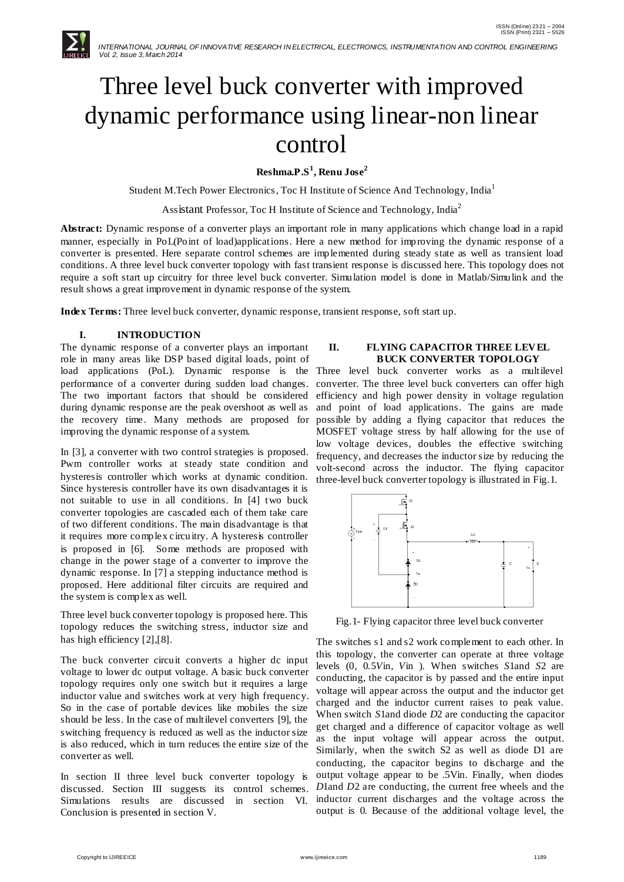# Three level buck converter with improved dynamic performance using linear-non linear control

**Reshma.P.S[1], Renu Jose[2]**

Student M.Tech Power Electronics, Toc H Institute of Science And Technology, India[1]

Assistant Professor, Toc H Institute of Science and Technology, India[2]

**Abstract:** Dynamic response of a converter plays an important role in many applications which change load in a rapid manner, especially in PoL(Point of load)applications. Here a new method for improving the dynamic response of a converter is presented. Here separate control schemes are implemented during steady state as well as transient load conditions. A three level buck converter topology with fast transient response is discussed here. This topology does not require a soft start up circuitry for three level buck converter. Simulation model is done in Matlab/Simulink and the result shows a great improvement in dynamic response of the system.

**Index Terms:** Three level buck converter, dynamic response, transient response, soft start up.

## I. INTRODUCTION

The dynamic response of a converter plays an important role in many areas like DSP based digital loads, point of load applications (PoL). Dynamic response is the performance of a converter during sudden load changes. The two important factors that should be considered during dynamic response are the peak overshoot as well as the recovery time. Many methods are proposed for improving the dynamic response of a system.

In [3], a converter with two control strategies is proposed. Pwm controller works at steady state condition and hysteresis controller which works at dynamic condition. Since hysteresis controller have its own disadvantages it is not suitable to use in all conditions. In [4] two buck converter topologies are cascaded each of them take care of two different conditions. The main disadvantage is that it requires more complex circuitry. A hysteresis controller is proposed in [6]. Some methods are proposed with change in the power stage of a converter to improve the dynamic response. In [7] a stepping inductance method is proposed. Here additional filter circuits are required and the system is complex as well.

Three level buck converter topology is proposed here. This topology reduces the switching stress, inductor size and has high efficiency [2],[8].

The buck converter circuit converts a higher dc input voltage to lower dc output voltage. A basic buck converter topology requires only one switch but it requires a large inductor value and switches work at very high frequency. So in the case of portable devices like mobiles the size should be less. In the case of multilevel converters [9], the switching frequency is reduced as well as the inductor size is also reduced, which in turn reduces the entire size of the converter as well.

In section II three level buck converter topology is discussed. Section III suggests its control schemes. Simulations results are discussed in section VI. Conclusion is presented in section V.

## II. FLYING CAPACITOR THREE LEVEL BUCK CONVERTER TOPOLOGY

Three level buck converter works as a multilevel converter. The three level buck converters can offer high efficiency and high power density in voltage regulation and point of load applications. The gains are made possible by adding a flying capacitor that reduces the MOSFET voltage stress by half allowing for the use of low voltage devices, doubles the effective switching frequency, and decreases the inductor size by reducing the volt-second across the inductor. The flying capacitor three-level buck converter topology is illustrated in Fig.1.

Fig.1- Flying capacitor three level buck converter

The switches s1 and s2 work complement to each other. In this topology, the converter can operate at three voltage levels (0, 0.5$V$in, $V$in ). When switches $S$1and $S$2 are conducting, the capacitor is by passed and the entire input voltage will appear across the output and the inductor get charged and the inductor current raises to peak value. When switch $S$1and diode $D$2 are conducting the capacitor get charged and a difference of capacitor voltage as well as the input voltage will appear across the output. Similarly, when the switch S2 as well as diode D1 are conducting, the capacitor begins to discharge and the output voltage appear to be .5Vin. Finally, when diodes $D$1and $D$2 are conducting, the current free wheels and the inductor current discharges and the voltage across the output is 0. Because of the additional voltage level, the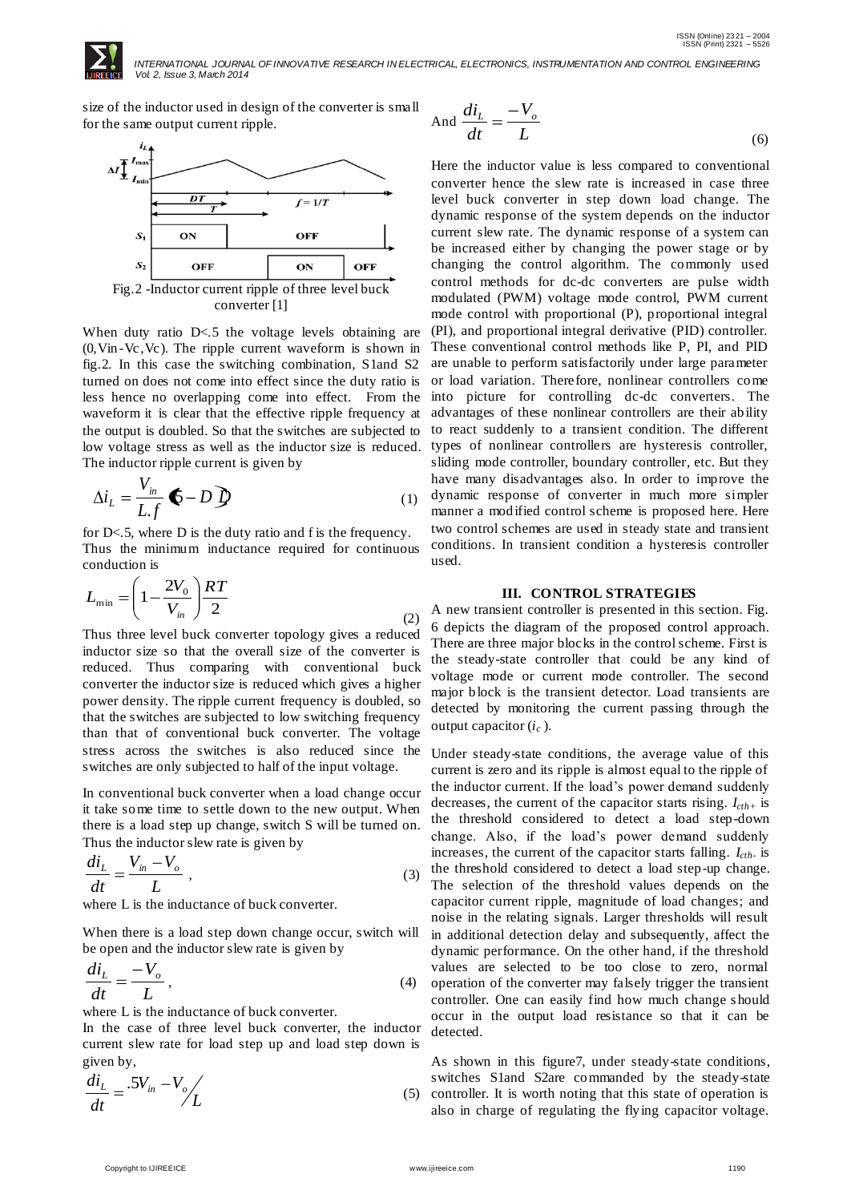size of the inductor used in design of the converter is small for the same output current ripple.

Fig.2 -Inductor current ripple of three level buck converter [1]

When duty ratio D<.5 the voltage levels obtaining are (0,Vin-Vc,Vc). The ripple current waveform is shown in fig.2. In this case the switching combination, S1and S2 turned on does not come into effect since the duty ratio is less hence no overlapping come into effect. From the waveform it is clear that the effective ripple frequency at the output is doubled. So that the switches are subjected to low voltage stress as well as the inductor size is reduced. The inductor ripple current is given by

$$\Delta i_L = \frac{V_{in}}{L.f}(.5 - D)D \tag{1}$$

for D<.5, where D is the duty ratio and f is the frequency.
Thus the minimum inductance required for continuous conduction is

$$L_{\min} = \left(1 - \frac{2V_0}{V_{in}}\right)\frac{RT}{2} \tag{2}$$

Thus three level buck converter topology gives a reduced inductor size so that the overall size of the converter is reduced. Thus comparing with conventional buck converter the inductor size is reduced which gives a higher power density. The ripple current frequency is doubled, so that the switches are subjected to low switching frequency than that of conventional buck converter. The voltage stress across the switches is also reduced since the switches are only subjected to half of the input voltage.

In conventional buck converter when a load change occur it take some time to settle down to the new output. When there is a load step up change, switch S will be turned on. Thus the inductor slew rate is given by

$$\frac{di_L}{dt} = \frac{V_{in} - V_o}{L}, \tag{3}$$

where L is the inductance of buck converter.

When there is a load step down change occur, switch will be open and the inductor slew rate is given by

$$\frac{di_L}{dt} = \frac{-V_o}{L}, \tag{4}$$

where L is the inductance of buck converter.
In the case of three level buck converter, the inductor current slew rate for load step up and load step down is given by,

$$\frac{di_L}{dt} = .5V_{in} - V_o / L \tag{5}$$

And

$$\frac{di_L}{dt} = \frac{-V_o}{L} \tag{6}$$

Here the inductor value is less compared to conventional converter hence the slew rate is increased in case three level buck converter in step down load change. The dynamic response of the system depends on the inductor current slew rate. The dynamic response of a system can be increased either by changing the power stage or by changing the control algorithm. The commonly used control methods for dc-dc converters are pulse width modulated (PWM) voltage mode control, PWM current mode control with proportional (P), proportional integral (PI), and proportional integral derivative (PID) controller. These conventional control methods like P, PI, and PID are unable to perform satisfactorily under large parameter or load variation. Therefore, nonlinear controllers come into picture for controlling dc-dc converters. The advantages of these nonlinear controllers are their ability to react suddenly to a transient condition. The different types of nonlinear controllers are hysteresis controller, sliding mode controller, boundary controller, etc. But they have many disadvantages also. In order to improve the dynamic response of converter in much more simpler manner a modified control scheme is proposed here. Here two control schemes are used in steady state and transient conditions. In transient condition a hysteresis controller used.

## III. CONTROL STRATEGIES

A new transient controller is presented in this section. Fig. 6 depicts the diagram of the proposed control approach. There are three major blocks in the control scheme. First is the steady-state controller that could be any kind of voltage mode or current mode controller. The second major block is the transient detector. Load transients are detected by monitoring the current passing through the output capacitor ($i_c$).

Under steady-state conditions, the average value of this current is zero and its ripple is almost equal to the ripple of the inductor current. If the load's power demand suddenly decreases, the current of the capacitor starts rising. $I_{cth+}$ is the threshold considered to detect a load step-down change. Also, if the load's power demand suddenly increases, the current of the capacitor starts falling. $I_{cth-}$ is the threshold considered to detect a load step-up change. The selection of the threshold values depends on the capacitor current ripple, magnitude of load changes; and noise in the relating signals. Larger thresholds will result in additional detection delay and subsequently, affect the dynamic performance. On the other hand, if the threshold values are selected to be too close to zero, normal operation of the converter may falsely trigger the transient controller. One can easily find how much change should occur in the output load resistance so that it can be detected.

As shown in this figure7, under steady-state conditions, switches S1and S2are commanded by the steady-state controller. It is worth noting that this state of operation is also in charge of regulating the flying capacitor voltage.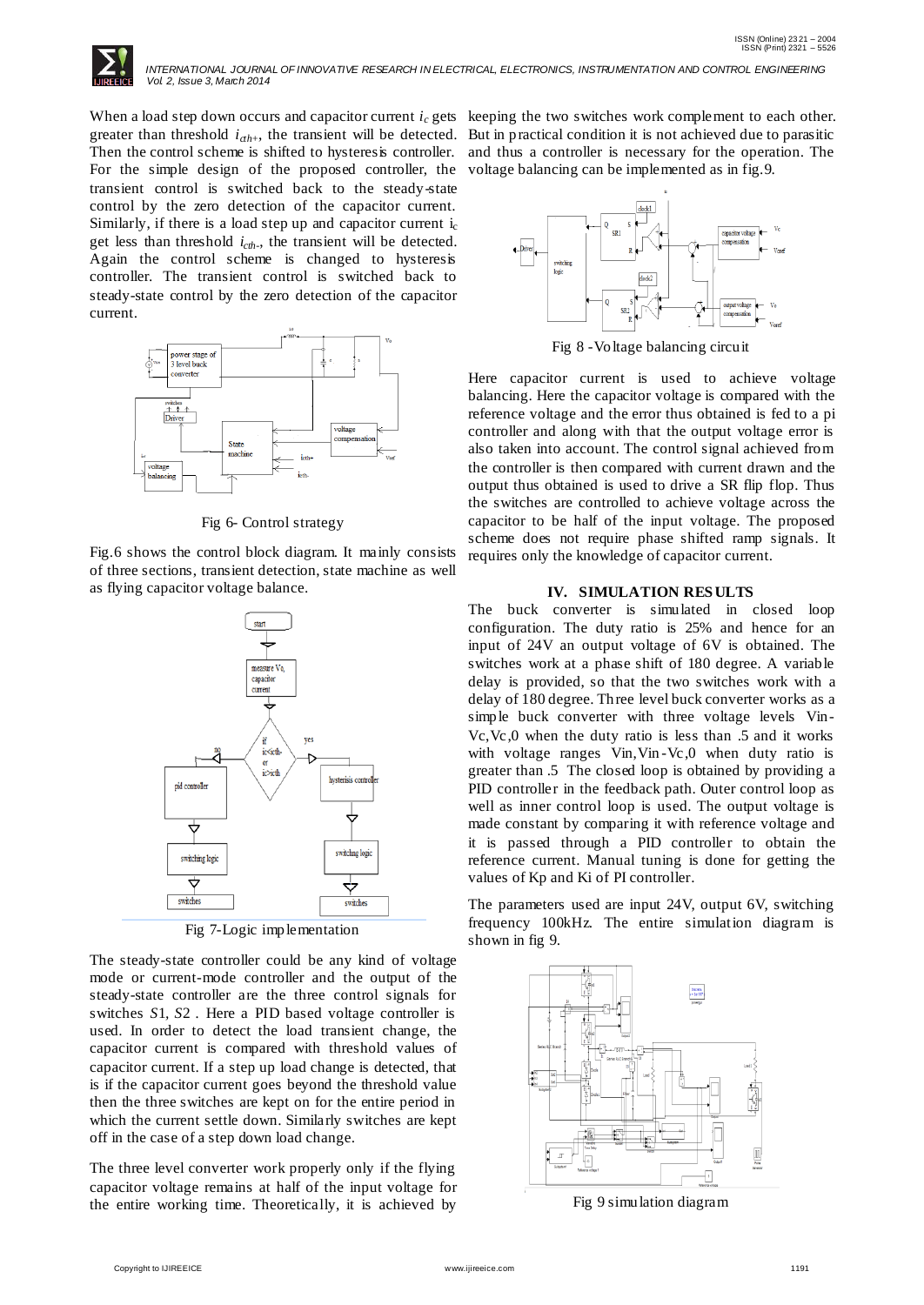When a load step down occurs and capacitor current $i_c$ gets greater than threshold $i_{cth+}$, the transient will be detected. Then the control scheme is shifted to hysteresis controller. For the simple design of the proposed controller, the transient control is switched back to the steady-state control by the zero detection of the capacitor current. Similarly, if there is a load step up and capacitor current $i_c$ get less than threshold $i_{cth-}$, the transient will be detected. Again the control scheme is changed to hysteresis controller. The transient control is switched back to steady-state control by the zero detection of the capacitor current.

Fig 6- Control strategy

Fig.6 shows the control block diagram. It mainly consists of three sections, transient detection, state machine as well as flying capacitor voltage balance.

Fig 7-Logic implementation

The steady-state controller could be any kind of voltage mode or current-mode controller and the output of the steady-state controller are the three control signals for switches $S1$, $S2$ . Here a PID based voltage controller is used. In order to detect the load transient change, the capacitor current is compared with threshold values of capacitor current. If a step up load change is detected, that is if the capacitor current goes beyond the threshold value then the three switches are kept on for the entire period in which the current settle down. Similarly switches are kept off in the case of a step down load change.

The three level converter work properly only if the flying capacitor voltage remains at half of the input voltage for the entire working time. Theoretically, it is achieved by keeping the two switches work complement to each other. But in practical condition it is not achieved due to parasitic and thus a controller is necessary for the operation. The voltage balancing can be implemented as in fig.9.

Fig 8 -Voltage balancing circuit

Here capacitor current is used to achieve voltage balancing. Here the capacitor voltage is compared with the reference voltage and the error thus obtained is fed to a pi controller and along with that the output voltage error is also taken into account. The control signal achieved from the controller is then compared with current drawn and the output thus obtained is used to drive a SR flip flop. Thus the switches are controlled to achieve voltage across the capacitor to be half of the input voltage. The proposed scheme does not require phase shifted ramp signals. It requires only the knowledge of capacitor current.

## IV. SIMULATION RESULTS

The buck converter is simulated in closed loop configuration. The duty ratio is 25% and hence for an input of 24V an output voltage of 6V is obtained. The switches work at a phase shift of 180 degree. A variable delay is provided, so that the two switches work with a delay of 180 degree. Three level buck converter works as a simple buck converter with three voltage levels Vin-Vc,Vc,0 when the duty ratio is less than .5 and it works with voltage ranges Vin,Vin-Vc,0 when duty ratio is greater than .5 The closed loop is obtained by providing a PID controller in the feedback path. Outer control loop as well as inner control loop is used. The output voltage is made constant by comparing it with reference voltage and it is passed through a PID controller to obtain the reference current. Manual tuning is done for getting the values of Kp and Ki of PI controller.

The parameters used are input 24V, output 6V, switching frequency 100kHz. The entire simulation diagram is shown in fig 9.

Fig 9 simulation diagram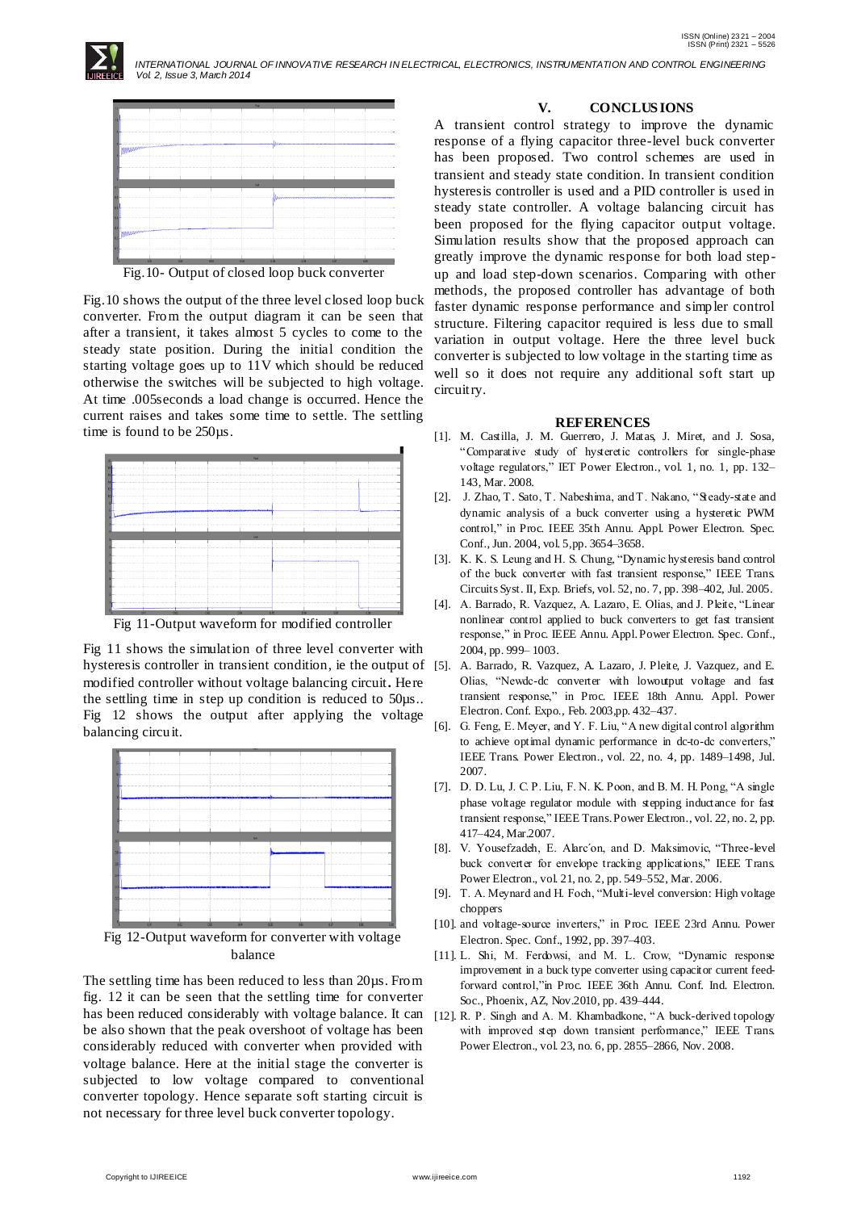Fig.10- Output of closed loop buck converter

Fig.10 shows the output of the three level closed loop buck converter. From the output diagram it can be seen that after a transient, it takes almost 5 cycles to come to the steady state position. During the initial condition the starting voltage goes up to 11V which should be reduced otherwise the switches will be subjected to high voltage. At time .005seconds a load change is occurred. Hence the current raises and takes some time to settle. The settling time is found to be 250µs.

Fig 11-Output waveform for modified controller

Fig 11 shows the simulation of three level converter with hysteresis controller in transient condition, ie the output of modified controller without voltage balancing circuit**.** Here the settling time in step up condition is reduced to 50µs.. Fig 12 shows the output after applying the voltage balancing circuit.

Fig 12-Output waveform for converter with voltage balance

The settling time has been reduced to less than 20µs. From fig. 12 it can be seen that the settling time for converter has been reduced considerably with voltage balance. It can be also shown that the peak overshoot of voltage has been considerably reduced with converter when provided with voltage balance. Here at the initial stage the converter is subjected to low voltage compared to conventional converter topology. Hence separate soft starting circuit is not necessary for three level buck converter topology.

## V. CONCLUSIONS

A transient control strategy to improve the dynamic response of a flying capacitor three-level buck converter has been proposed. Two control schemes are used in transient and steady state condition. In transient condition hysteresis controller is used and a PID controller is used in steady state controller. A voltage balancing circuit has been proposed for the flying capacitor output voltage. Simulation results show that the proposed approach can greatly improve the dynamic response for both load step-up and load step-down scenarios. Comparing with other methods, the proposed controller has advantage of both faster dynamic response performance and simpler control structure. Filtering capacitor required is less due to small variation in output voltage. Here the three level buck converter is subjected to low voltage in the starting time as well so it does not require any additional soft start up circuitry.

## REFERENCES

[1]. M. Castilla, J. M. Guerrero, J. Matas, J. Miret, and J. Sosa, "Comparative study of hysteretic controllers for single-phase voltage regulators," IET Power Electron., vol. 1, no. 1, pp. 132–143, Mar. 2008.

[2]. J. Zhao, T. Sato, T. Nabeshima, and T. Nakano, "Steady-state and dynamic analysis of a buck converter using a hysteretic PWM control," in Proc. IEEE 35th Annu. Appl. Power Electron. Spec. Conf., Jun. 2004, vol. 5, pp. 3654–3658.

[3]. K. K. S. Leung and H. S. Chung, "Dynamic hysteresis band control of the buck converter with fast transient response," IEEE Trans. Circuits Syst. II, Exp. Briefs, vol. 52, no. 7, pp. 398–402, Jul. 2005.

[4]. A. Barrado, R. Vazquez, A. Lazaro, E. Olias, and J. Pleite, "Linear nonlinear control applied to buck converters to get fast transient response," in Proc. IEEE Annu. Appl. Power Electron. Spec. Conf., 2004, pp. 999– 1003.

[5]. A. Barrado, R. Vazquez, A. Lazaro, J. Pleite, J. Vazquez, and E. Olias, "Newdc-dc converter with lowoutput voltage and fast transient response," in Proc. IEEE 18th Annu. Appl. Power Electron. Conf. Expo., Feb. 2003, pp. 432–437.

[6]. G. Feng, E. Meyer, and Y. F. Liu, "A new digital control algorithm to achieve optimal dynamic performance in dc-to-dc converters," IEEE Trans. Power Electron., vol. 22, no. 4, pp. 1489–1498, Jul. 2007.

[7]. D. D. Lu, J. C. P. Liu, F. N. K. Poon, and B. M. H. Pong, "A single phase voltage regulator module with stepping inductance for fast transient response," IEEE Trans. Power Electron., vol. 22, no. 2, pp. 417–424, Mar. 2007.

[8]. V. Yousefzadeh, E. Alarc´on, and D. Maksimovic, "Three-level buck converter for envelope tracking applications," IEEE Trans. Power Electron., vol. 21, no. 2, pp. 549–552, Mar. 2006.

[9]. T. A. Meynard and H. Foch, "Multi-level conversion: High voltage choppers

[10]. and voltage-source inverters," in Proc. IEEE 23rd Annu. Power Electron. Spec. Conf., 1992, pp. 397–403.

[11]. L. Shi, M. Ferdowsi, and M. L. Crow, "Dynamic response improvement in a buck type converter using capacitor current feed-forward control," in Proc. IEEE 36th Annu. Conf. Ind. Electron. Soc., Phoenix, AZ, Nov. 2010, pp. 439–444.

[12]. R. P. Singh and A. M. Khambadkone, "A buck-derived topology with improved step down transient performance," IEEE Trans. Power Electron., vol. 23, no. 6, pp. 2855–2866, Nov. 2008.